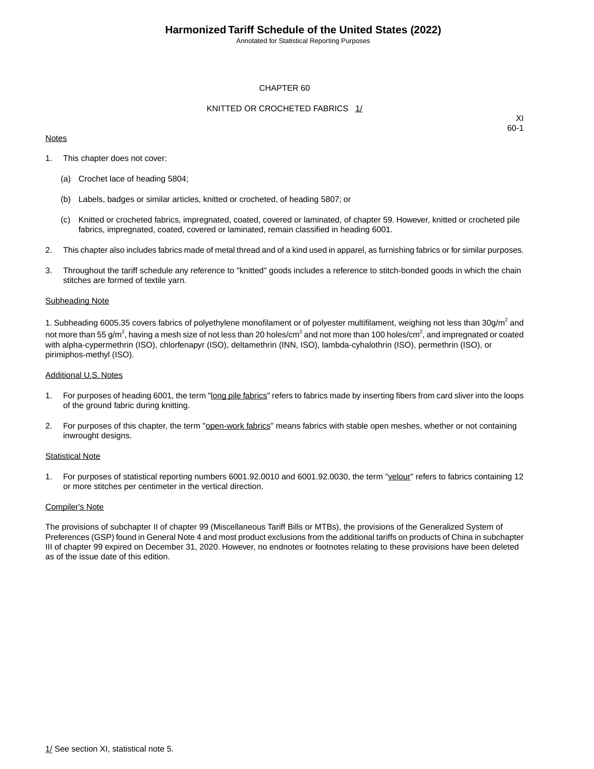# CHAPTER 60

## KNITTED OR CROCHETED FABRICS 1/

XI
60-1

Notes

1. This chapter does not cover:

   (a) Crochet lace of heading 5804;

   (b) Labels, badges or similar articles, knitted or crocheted, of heading 5807; or

   (c) Knitted or crocheted fabrics, impregnated, coated, covered or laminated, of chapter 59. However, knitted or crocheted pile fabrics, impregnated, coated, covered or laminated, remain classified in heading 6001.

2. This chapter also includes fabrics made of metal thread and of a kind used in apparel, as furnishing fabrics or for similar purposes.

3. Throughout the tariff schedule any reference to "knitted" goods includes a reference to stitch-bonded goods in which the chain stitches are formed of textile yarn.

Subheading Note

1. Subheading 6005.35 covers fabrics of polyethylene monofilament or of polyester multifilament, weighing not less than 30g/$m^2$ and not more than 55 g/$m^2$, having a mesh size of not less than 20 holes/$cm^2$ and not more than 100 holes/$cm^2$, and impregnated or coated with alpha-cypermethrin (ISO), chlorfenapyr (ISO), deltamethrin (INN, ISO), lambda-cyhalothrin (ISO), permethrin (ISO), or pirimiphos-methyl (ISO).

Additional U.S. Notes

1. For purposes of heading 6001, the term "long pile fabrics" refers to fabrics made by inserting fibers from card sliver into the loops of the ground fabric during knitting.

2. For purposes of this chapter, the term "open-work fabrics" means fabrics with stable open meshes, whether or not containing inwrought designs.

Statistical Note

1. For purposes of statistical reporting numbers 6001.92.0010 and 6001.92.0030, the term "velour" refers to fabrics containing 12 or more stitches per centimeter in the vertical direction.

Compiler's Note

The provisions of subchapter II of chapter 99 (Miscellaneous Tariff Bills or MTBs), the provisions of the Generalized System of Preferences (GSP) found in General Note 4 and most product exclusions from the additional tariffs on products of China in subchapter III of chapter 99 expired on December 31, 2020. However, no endnotes or footnotes relating to these provisions have been deleted as of the issue date of this edition.

1/ See section XI, statistical note 5.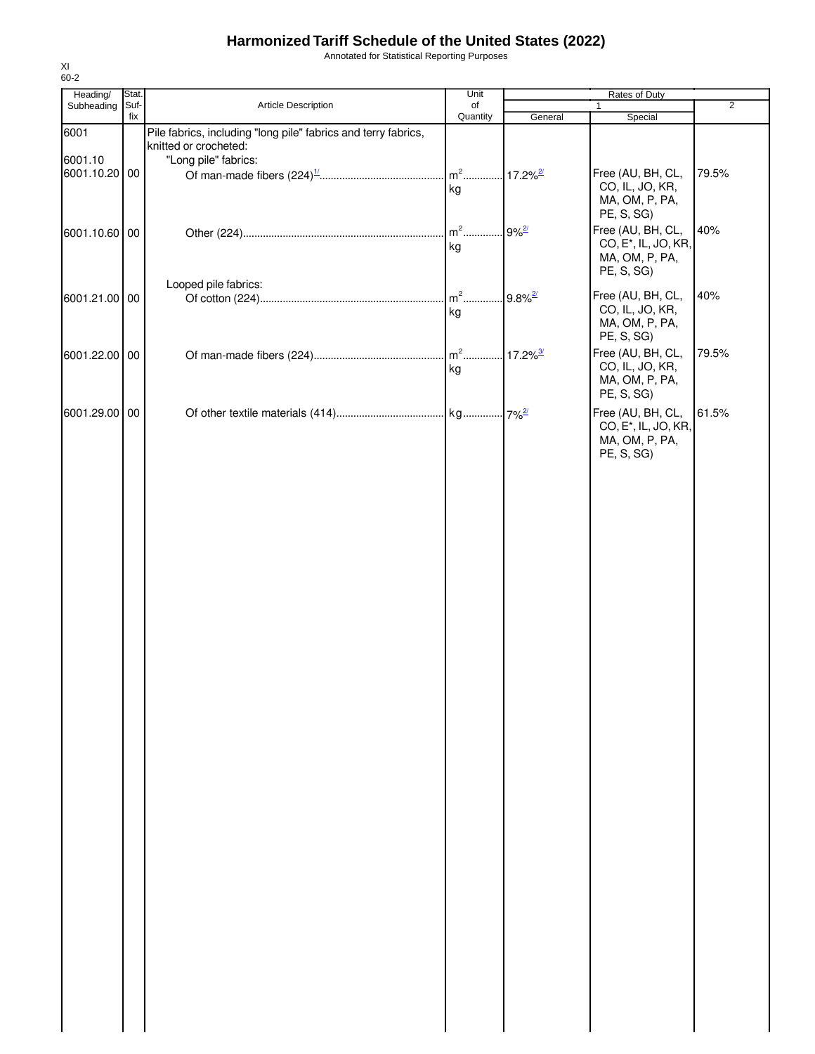# Harmonized Tariff Schedule of the United States (2022)

Annotated for Statistical Reporting Purposes

XI
60-2

| Heading/ Subheading | Stat. Suf- fix | Article Description | Unit of Quantity | Rates of Duty | | |
|---|---|---|---|---|---|---|
| | | | | 1 | | 2 |
| | | | | General | Special | |
| 6001 | | Pile fabrics, including "long pile" fabrics and terry fabrics, knitted or crocheted: | | | | |
| 6001.10 | | "Long pile" fabrics: | | | | |
| 6001.10.20 | 00 | Of man-made fibers (224)[1/] | $m^2$ kg | 17.2%[2/] | Free (AU, BH, CL, CO, IL, JO, KR, MA, OM, P, PA, PE, S, SG) | 79.5% |
| 6001.10.60 | 00 | Other (224) | $m^2$ kg | 9%[2/] | Free (AU, BH, CL, CO, E*, IL, JO, KR, MA, OM, P, PA, PE, S, SG) | 40% |
| | | Looped pile fabrics: | | | | |
| 6001.21.00 | 00 | Of cotton (224) | $m^2$ kg | 9.8%[2/] | Free (AU, BH, CL, CO, IL, JO, KR, MA, OM, P, PA, PE, S, SG) | 40% |
| 6001.22.00 | 00 | Of man-made fibers (224) | $m^2$ kg | 17.2%[3/] | Free (AU, BH, CL, CO, IL, JO, KR, MA, OM, P, PA, PE, S, SG) | 79.5% |
| 6001.29.00 | 00 | Of other textile materials (414) | kg | 7%[2/] | Free (AU, BH, CL, CO, E*, IL, JO, KR, MA, OM, P, PA, PE, S, SG) | 61.5% |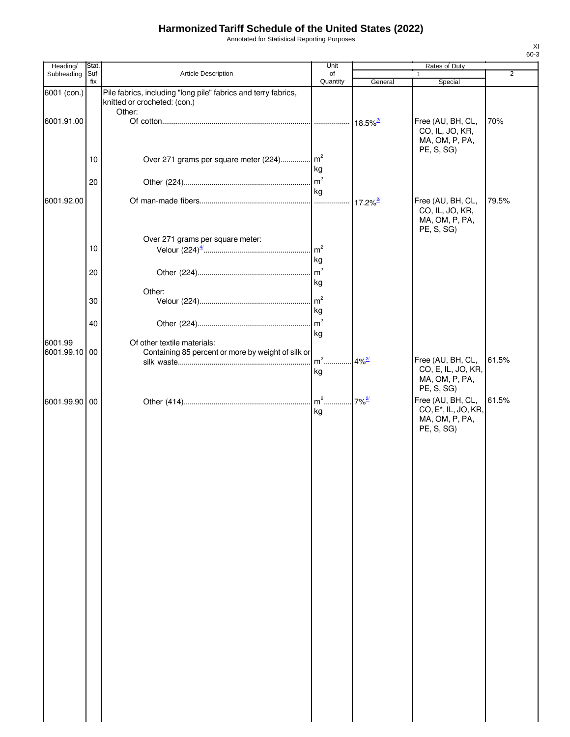# Harmonized Tariff Schedule of the United States (2022)

Annotated for Statistical Reporting Purposes

| Heading/ Subheading | Stat. Suf- fix | Article Description | Unit of Quantity | Rates of Duty 1 General | Special | 2 |
|---|---|---|---|---|---|---|
| 6001 (con.) | | Pile fabrics, including "long pile" fabrics and terry fabrics, knitted or crocheted: (con.) | | | | |
| | | Other: | | | | |
| 6001.91.00 | | Of cotton | | 18.5%[2/] | Free (AU, BH, CL, CO, IL, JO, KR, MA, OM, P, PA, PE, S, SG) | 70% |
| | 10 | Over 271 grams per square meter (224) | $m^2$ kg | | | |
| | 20 | Other (224) | $m^2$ kg | | | |
| 6001.92.00 | | Of man-made fibers | | 17.2%[2/] | Free (AU, BH, CL, CO, IL, JO, KR, MA, OM, P, PA, PE, S, SG) | 79.5% |
| | | Over 271 grams per square meter: | | | | |
| | 10 | Velour (224)[4/] | $m^2$ kg | | | |
| | 20 | Other (224) | $m^2$ kg | | | |
| | | Other: | | | | |
| | 30 | Velour (224) | $m^2$ kg | | | |
| | 40 | Other (224) | $m^2$ kg | | | |
| 6001.99 | | Of other textile materials: | | | | |
| 6001.99.10 | 00 | Containing 85 percent or more by weight of silk or silk waste | $m^2$ kg | 4%[2/] | Free (AU, BH, CL, CO, E, IL, JO, KR, MA, OM, P, PA, PE, S, SG) | 61.5% |
| 6001.99.90 | 00 | Other (414) | $m^2$ kg | 7%[2/] | Free (AU, BH, CL, CO, E*, IL, JO, KR, MA, OM, P, PA, PE, S, SG) | 61.5% |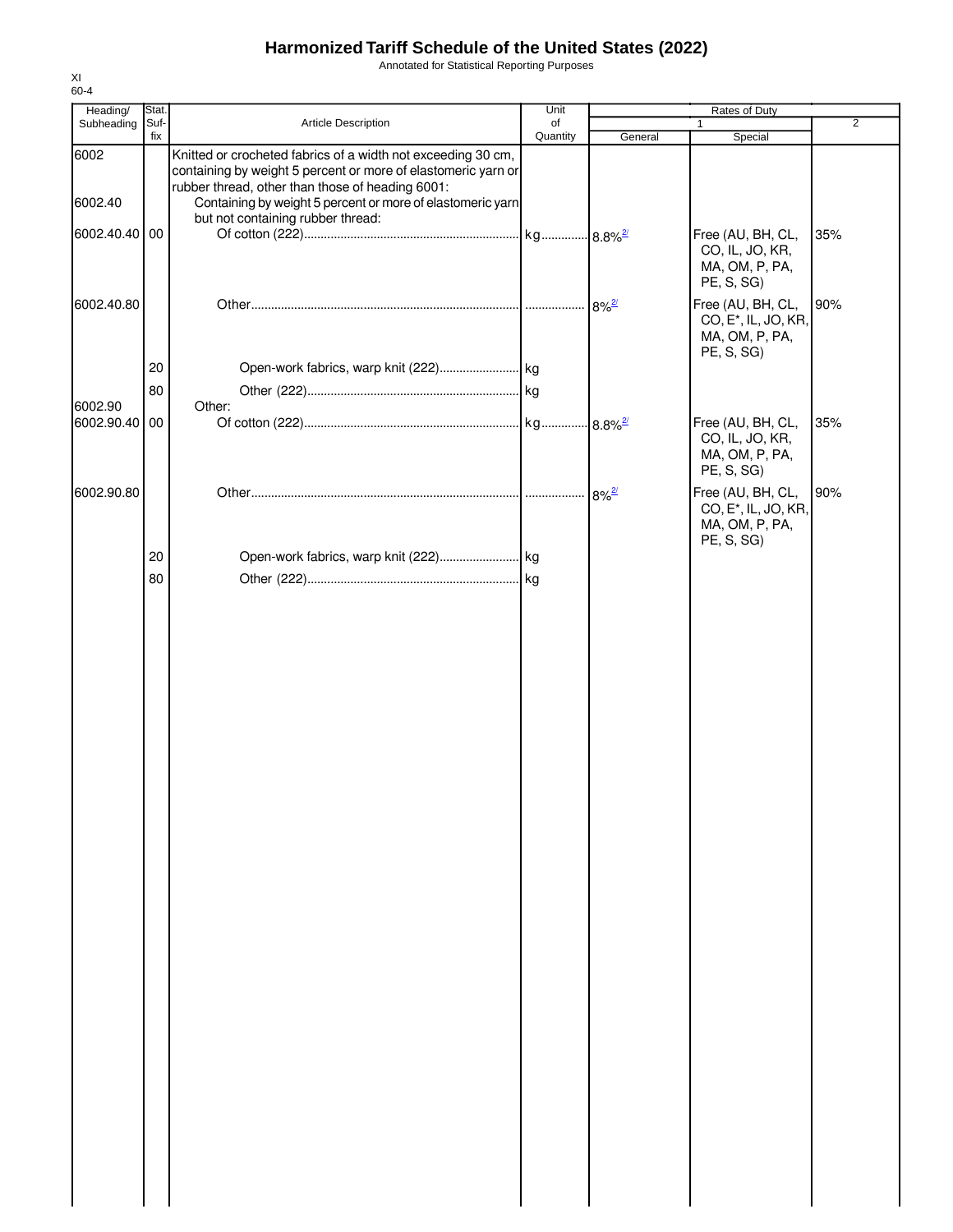# Harmonized Tariff Schedule of the United States (2022)

Annotated for Statistical Reporting Purposes

XI
60-4

| Heading/ Subheading | Stat. Suf- fix | Article Description | Unit of Quantity | Rates of Duty 1 General | Special | 2 |
|---|---|---|---|---|---|---|
| 6002 | | Knitted or crocheted fabrics of a width not exceeding 30 cm, containing by weight 5 percent or more of elastomeric yarn or rubber thread, other than those of heading 6001: | | | | |
| 6002.40 | | Containing by weight 5 percent or more of elastomeric yarn but not containing rubber thread: | | | | |
| 6002.40.40 | 00 | Of cotton (222) | kg | 8.8%[2/] | Free (AU, BH, CL, CO, IL, JO, KR, MA, OM, P, PA, PE, S, SG) | 35% |
| 6002.40.80 | | Other | | 8%[2/] | Free (AU, BH, CL, CO, E*, IL, JO, KR, MA, OM, P, PA, PE, S, SG) | 90% |
| | 20 | Open-work fabrics, warp knit (222) | kg | | | |
| | 80 | Other (222) | kg | | | |
| 6002.90 | | Other: | | | | |
| 6002.90.40 | 00 | Of cotton (222) | kg | 8.8%[2/] | Free (AU, BH, CL, CO, IL, JO, KR, MA, OM, P, PA, PE, S, SG) | 35% |
| 6002.90.80 | | Other | | 8%[2/] | Free (AU, BH, CL, CO, E*, IL, JO, KR, MA, OM, P, PA, PE, S, SG) | 90% |
| | 20 | Open-work fabrics, warp knit (222) | kg | | | |
| | 80 | Other (222) | kg | | | |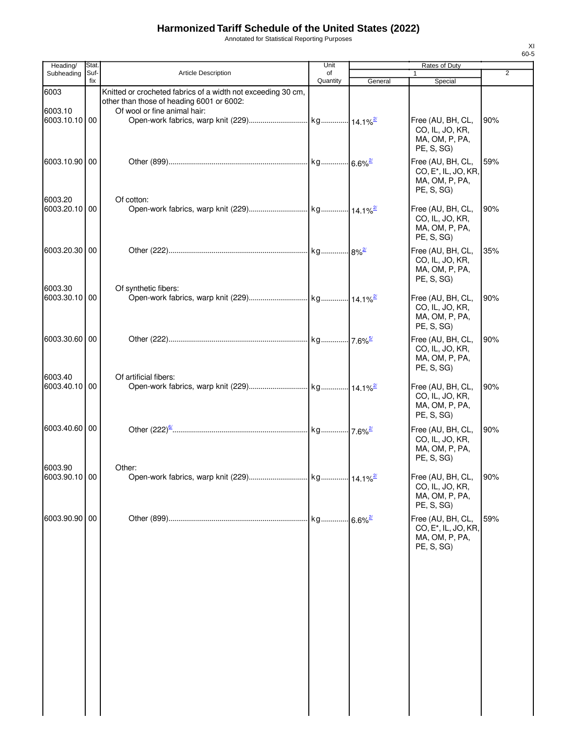# Harmonized Tariff Schedule of the United States (2022)

Annotated for Statistical Reporting Purposes

XI
60-5

| Heading/ Subheading | Stat. Suf- fix | Article Description | Unit of Quantity | Rates of Duty 1 General | Special | 2 |
|---|---|---|---|---|---|---|
| 6003 | | Knitted or crocheted fabrics of a width not exceeding 30 cm, other than those of heading 6001 or 6002: | | | | |
| 6003.10 | | Of wool or fine animal hair: | | | | |
| 6003.10.10 | 00 | Open-work fabrics, warp knit (229) | kg | 14.1% [2/] | Free (AU, BH, CL, CO, IL, JO, KR, MA, OM, P, PA, PE, S, SG) | 90% |
| 6003.10.90 | 00 | Other (899) | kg | 6.6% [2/] | Free (AU, BH, CL, CO, E*, IL, JO, KR, MA, OM, P, PA, PE, S, SG) | 59% |
| 6003.20 | | Of cotton: | | | | |
| 6003.20.10 | 00 | Open-work fabrics, warp knit (229) | kg | 14.1% [2/] | Free (AU, BH, CL, CO, IL, JO, KR, MA, OM, P, PA, PE, S, SG) | 90% |
| 6003.20.30 | 00 | Other (222) | kg | 8% [2/] | Free (AU, BH, CL, CO, IL, JO, KR, MA, OM, P, PA, PE, S, SG) | 35% |
| 6003.30 | | Of synthetic fibers: | | | | |
| 6003.30.10 | 00 | Open-work fabrics, warp knit (229) | kg | 14.1% [2/] | Free (AU, BH, CL, CO, IL, JO, KR, MA, OM, P, PA, PE, S, SG) | 90% |
| 6003.30.60 | 00 | Other (222) | kg | 7.6% [5/] | Free (AU, BH, CL, CO, IL, JO, KR, MA, OM, P, PA, PE, S, SG) | 90% |
| 6003.40 | | Of artificial fibers: | | | | |
| 6003.40.10 | 00 | Open-work fabrics, warp knit (229) | kg | 14.1% [2/] | Free (AU, BH, CL, CO, IL, JO, KR, MA, OM, P, PA, PE, S, SG) | 90% |
| 6003.40.60 | 00 | Other (222) [6/] | kg | 7.6% [2/] | Free (AU, BH, CL, CO, IL, JO, KR, MA, OM, P, PA, PE, S, SG) | 90% |
| 6003.90 | | Other: | | | | |
| 6003.90.10 | 00 | Open-work fabrics, warp knit (229) | kg | 14.1% [2/] | Free (AU, BH, CL, CO, IL, JO, KR, MA, OM, P, PA, PE, S, SG) | 90% |
| 6003.90.90 | 00 | Other (899) | kg | 6.6% [2/] | Free (AU, BH, CL, CO, E*, IL, JO, KR, MA, OM, P, PA, PE, S, SG) | 59% |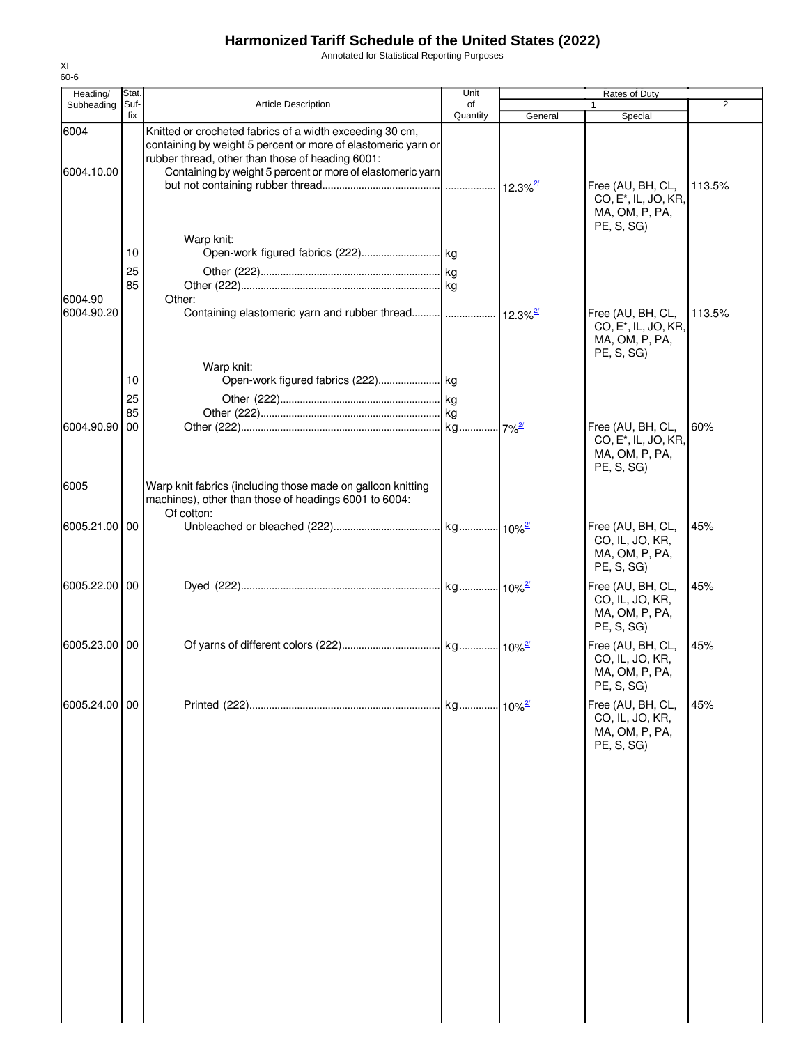# Harmonized Tariff Schedule of the United States (2022)

Annotated for Statistical Reporting Purposes

XI
60-6

| Heading/ Subheading | Stat. Suf- fix | Article Description | Unit of Quantity | Rates of Duty 1 General | Special | 2 |
|---|---|---|---|---|---|---|
| 6004 | | Knitted or crocheted fabrics of a width exceeding 30 cm, containing by weight 5 percent or more of elastomeric yarn or rubber thread, other than those of heading 6001: | | | | |
| 6004.10.00 | | Containing by weight 5 percent or more of elastomeric yarn but not containing rubber thread | | 12.3%[2/] | Free (AU, BH, CL, CO, E*, IL, JO, KR, MA, OM, P, PA, PE, S, SG) | 113.5% |
| | | Warp knit: | | | | |
| | 10 | Open-work figured fabrics (222) | kg | | | |
| | 25 | Other (222) | kg | | | |
| | 85 | Other (222) | kg | | | |
| 6004.90 | | Other: | | | | |
| 6004.90.20 | | Containing elastomeric yarn and rubber thread | | 12.3%[2/] | Free (AU, BH, CL, CO, E*, IL, JO, KR, MA, OM, P, PA, PE, S, SG) | 113.5% |
| | | Warp knit: | | | | |
| | 10 | Open-work figured fabrics (222) | kg | | | |
| | 25 | Other (222) | kg | | | |
| | 85 | Other (222) | kg | | | |
| 6004.90.90 | 00 | Other (222) | kg | 7%[2/] | Free (AU, BH, CL, CO, E*, IL, JO, KR, MA, OM, P, PA, PE, S, SG) | 60% |
| 6005 | | Warp knit fabrics (including those made on galloon knitting machines), other than those of headings 6001 to 6004: | | | | |
| | | Of cotton: | | | | |
| 6005.21.00 | 00 | Unbleached or bleached (222) | kg | 10%[2/] | Free (AU, BH, CL, CO, IL, JO, KR, MA, OM, P, PA, PE, S, SG) | 45% |
| 6005.22.00 | 00 | Dyed (222) | kg | 10%[2/] | Free (AU, BH, CL, CO, IL, JO, KR, MA, OM, P, PA, PE, S, SG) | 45% |
| 6005.23.00 | 00 | Of yarns of different colors (222) | kg | 10%[2/] | Free (AU, BH, CL, CO, IL, JO, KR, MA, OM, P, PA, PE, S, SG) | 45% |
| 6005.24.00 | 00 | Printed (222) | kg | 10%[2/] | Free (AU, BH, CL, CO, IL, JO, KR, MA, OM, P, PA, PE, S, SG) | 45% |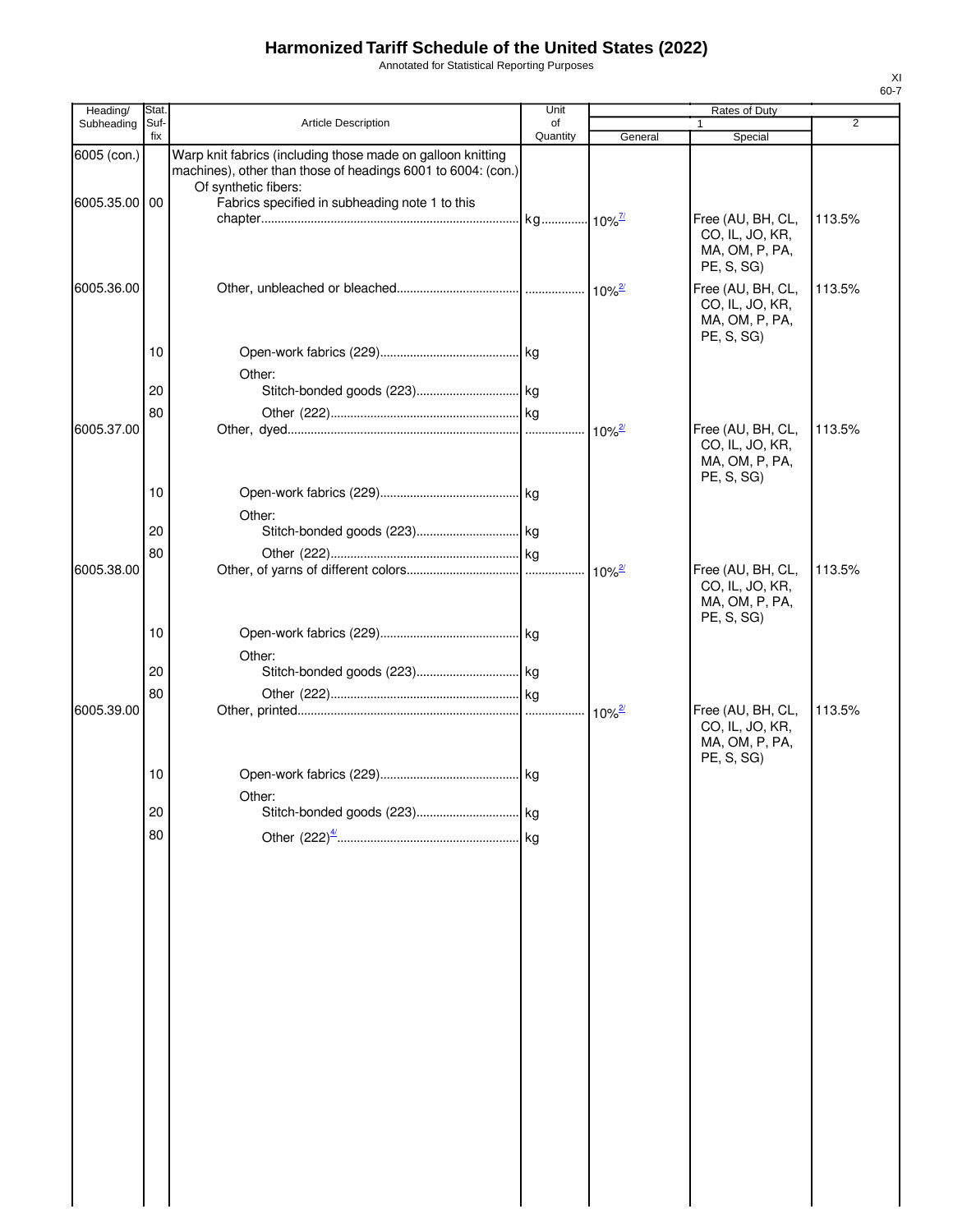# Harmonized Tariff Schedule of the United States (2022)

Annotated for Statistical Reporting Purposes

| Heading/ Subheading | Stat. Suf- fix | Article Description | Unit of Quantity | Rates of Duty 1 General | Special | 2 |
|---|---|---|---|---|---|---|
| 6005 (con.) | | Warp knit fabrics (including those made on galloon knitting machines), other than those of headings 6001 to 6004: (con.) | | | | |
| | | Of synthetic fibers: | | | | |
| 6005.35.00 | 00 | Fabrics specified in subheading note 1 to this chapter | kg | 10%[7/] | Free (AU, BH, CL, CO, IL, JO, KR, MA, OM, P, PA, PE, S, SG) | 113.5% |
| 6005.36.00 | | Other, unbleached or bleached | | 10%[2/] | Free (AU, BH, CL, CO, IL, JO, KR, MA, OM, P, PA, PE, S, SG) | 113.5% |
| | 10 | Open-work fabrics (229) | kg | | | |
| | | Other: | | | | |
| | 20 | Stitch-bonded goods (223) | kg | | | |
| | 80 | Other (222) | kg | | | |
| 6005.37.00 | | Other, dyed | | 10%[2/] | Free (AU, BH, CL, CO, IL, JO, KR, MA, OM, P, PA, PE, S, SG) | 113.5% |
| | 10 | Open-work fabrics (229) | kg | | | |
| | | Other: | | | | |
| | 20 | Stitch-bonded goods (223) | kg | | | |
| | 80 | Other (222) | kg | | | |
| 6005.38.00 | | Other, of yarns of different colors | | 10%[2/] | Free (AU, BH, CL, CO, IL, JO, KR, MA, OM, P, PA, PE, S, SG) | 113.5% |
| | 10 | Open-work fabrics (229) | kg | | | |
| | | Other: | | | | |
| | 20 | Stitch-bonded goods (223) | kg | | | |
| | 80 | Other (222) | kg | | | |
| 6005.39.00 | | Other, printed | | 10%[2/] | Free (AU, BH, CL, CO, IL, JO, KR, MA, OM, P, PA, PE, S, SG) | 113.5% |
| | 10 | Open-work fabrics (229) | kg | | | |
| | | Other: | | | | |
| | 20 | Stitch-bonded goods (223) | kg | | | |
| | 80 | Other (222)[4/] | kg | | | |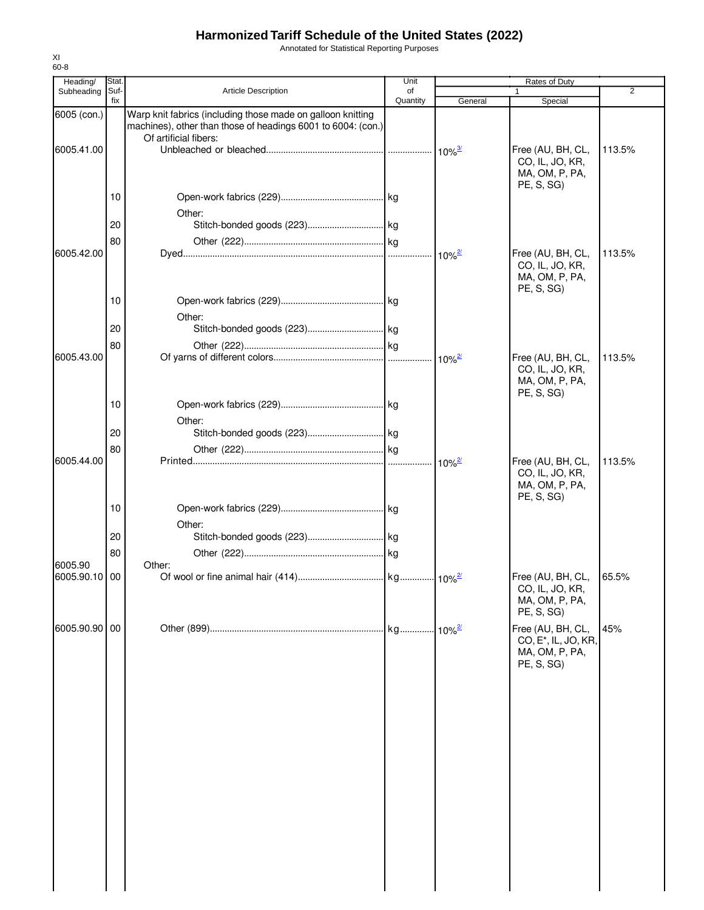# Harmonized Tariff Schedule of the United States (2022)

Annotated for Statistical Reporting Purposes

XI
60-8

| Heading/ Subheading | Stat. Suf- fix | Article Description | Unit of Quantity | Rates of Duty 1 General | Special | 2 |
|---|---|---|---|---|---|---|
| 6005 (con.) | | Warp knit fabrics (including those made on galloon knitting machines), other than those of headings 6001 to 6004: (con.) | | | | |
| | | Of artificial fibers: | | | | |
| 6005.41.00 | | Unbleached or bleached | | 10%[3/] | Free (AU, BH, CL, CO, IL, JO, KR, MA, OM, P, PA, PE, S, SG) | 113.5% |
| | 10 | Open-work fabrics (229) | kg | | | |
| | | Other: | | | | |
| | 20 | Stitch-bonded goods (223) | kg | | | |
| | 80 | Other (222) | kg | | | |
| 6005.42.00 | | Dyed | | 10%[2/] | Free (AU, BH, CL, CO, IL, JO, KR, MA, OM, P, PA, PE, S, SG) | 113.5% |
| | 10 | Open-work fabrics (229) | kg | | | |
| | | Other: | | | | |
| | 20 | Stitch-bonded goods (223) | kg | | | |
| | 80 | Other (222) | kg | | | |
| 6005.43.00 | | Of yarns of different colors | | 10%[2/] | Free (AU, BH, CL, CO, IL, JO, KR, MA, OM, P, PA, PE, S, SG) | 113.5% |
| | 10 | Open-work fabrics (229) | kg | | | |
| | | Other: | | | | |
| | 20 | Stitch-bonded goods (223) | kg | | | |
| | 80 | Other (222) | kg | | | |
| 6005.44.00 | | Printed | | 10%[2/] | Free (AU, BH, CL, CO, IL, JO, KR, MA, OM, P, PA, PE, S, SG) | 113.5% |
| | 10 | Open-work fabrics (229) | kg | | | |
| | | Other: | | | | |
| | 20 | Stitch-bonded goods (223) | kg | | | |
| | 80 | Other (222) | kg | | | |
| 6005.90 | | Other: | | | | |
| 6005.90.10 | 00 | Of wool or fine animal hair (414) | kg | 10%[2/] | Free (AU, BH, CL, CO, IL, JO, KR, MA, OM, P, PA, PE, S, SG) | 65.5% |
| 6005.90.90 | 00 | Other (899) | kg | 10%[2/] | Free (AU, BH, CL, CO, E*, IL, JO, KR, MA, OM, P, PA, PE, S, SG) | 45% |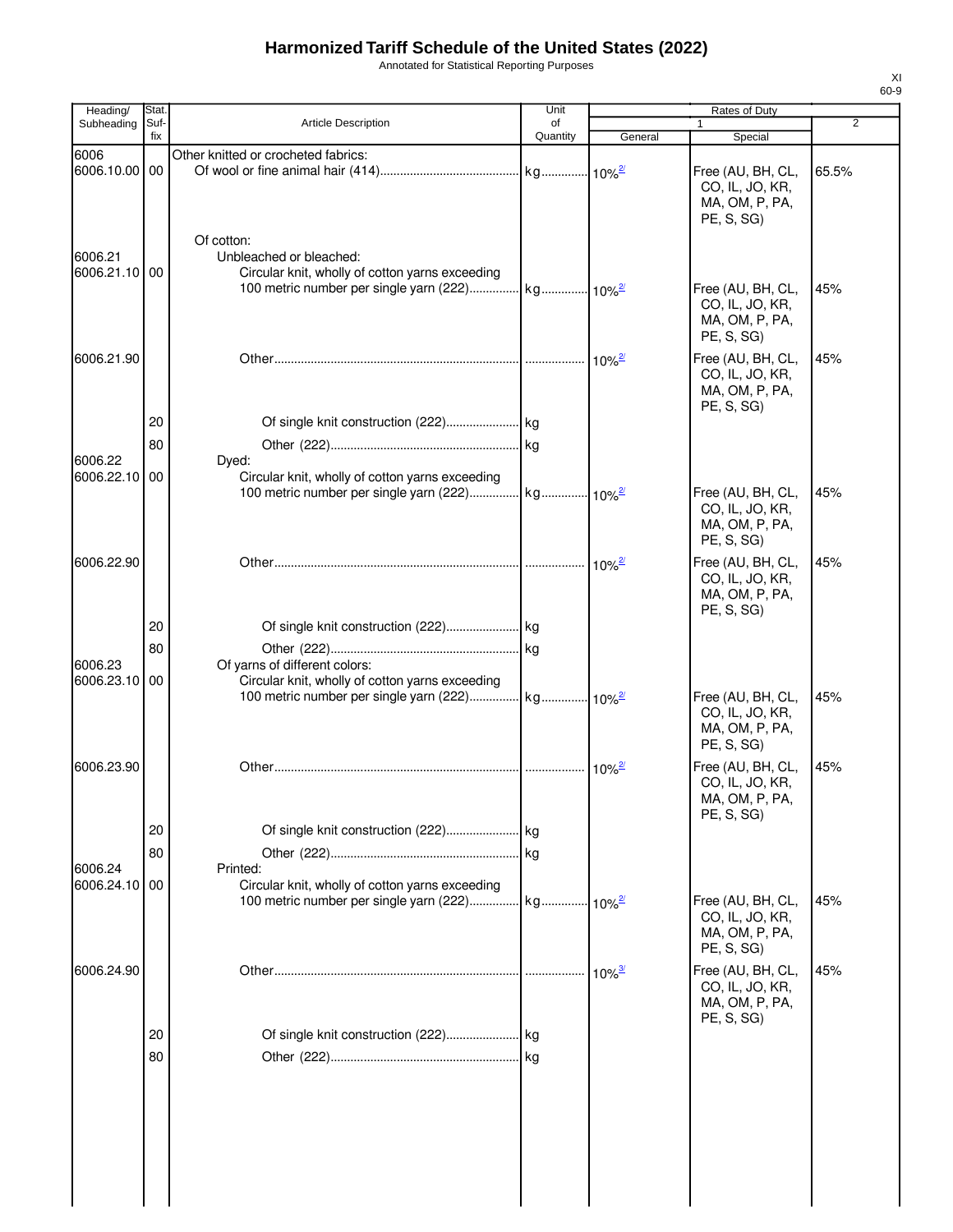# Harmonized Tariff Schedule of the United States (2022)

Annotated for Statistical Reporting Purposes

| Heading/ Subheading | Stat. Suf- fix | Article Description | Unit of Quantity | Rates of Duty 1 General | Special | 2 |
|---|---|---|---|---|---|---|
| 6006 | | Other knitted or crocheted fabrics: | | | | |
| 6006.10.00 | 00 | Of wool or fine animal hair (414) | kg | 10%[2/] | Free (AU, BH, CL, CO, IL, JO, KR, MA, OM, P, PA, PE, S, SG) | 65.5% |
| | | Of cotton: | | | | |
| 6006.21 | | Unbleached or bleached: | | | | |
| 6006.21.10 | 00 | Circular knit, wholly of cotton yarns exceeding 100 metric number per single yarn (222) | kg | 10%[2/] | Free (AU, BH, CL, CO, IL, JO, KR, MA, OM, P, PA, PE, S, SG) | 45% |
| 6006.21.90 | | Other | | 10%[2/] | Free (AU, BH, CL, CO, IL, JO, KR, MA, OM, P, PA, PE, S, SG) | 45% |
| | 20 | Of single knit construction (222) | kg | | | |
| | 80 | Other (222) | kg | | | |
| 6006.22 | | Dyed: | | | | |
| 6006.22.10 | 00 | Circular knit, wholly of cotton yarns exceeding 100 metric number per single yarn (222) | kg | 10%[2/] | Free (AU, BH, CL, CO, IL, JO, KR, MA, OM, P, PA, PE, S, SG) | 45% |
| 6006.22.90 | | Other | | 10%[2/] | Free (AU, BH, CL, CO, IL, JO, KR, MA, OM, P, PA, PE, S, SG) | 45% |
| | 20 | Of single knit construction (222) | kg | | | |
| | 80 | Other (222) | kg | | | |
| 6006.23 | | Of yarns of different colors: | | | | |
| 6006.23.10 | 00 | Circular knit, wholly of cotton yarns exceeding 100 metric number per single yarn (222) | kg | 10%[2/] | Free (AU, BH, CL, CO, IL, JO, KR, MA, OM, P, PA, PE, S, SG) | 45% |
| 6006.23.90 | | Other | | 10%[2/] | Free (AU, BH, CL, CO, IL, JO, KR, MA, OM, P, PA, PE, S, SG) | 45% |
| | 20 | Of single knit construction (222) | kg | | | |
| | 80 | Other (222) | kg | | | |
| 6006.24 | | Printed: | | | | |
| 6006.24.10 | 00 | Circular knit, wholly of cotton yarns exceeding 100 metric number per single yarn (222) | kg | 10%[2/] | Free (AU, BH, CL, CO, IL, JO, KR, MA, OM, P, PA, PE, S, SG) | 45% |
| 6006.24.90 | | Other | | 10%[3/] | Free (AU, BH, CL, CO, IL, JO, KR, MA, OM, P, PA, PE, S, SG) | 45% |
| | 20 | Of single knit construction (222) | kg | | | |
| | 80 | Other (222) | kg | | | |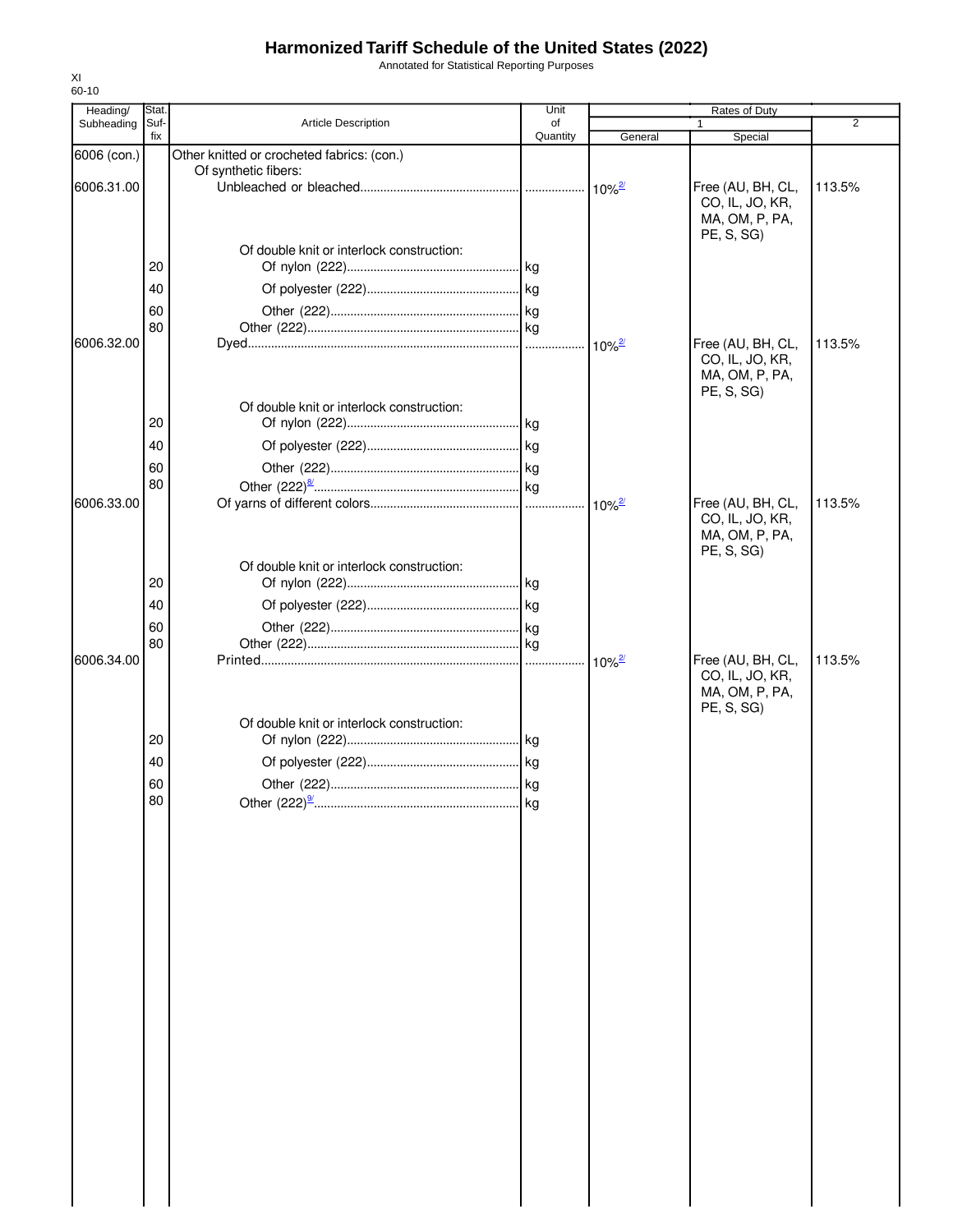# Harmonized Tariff Schedule of the United States (2022)

Annotated for Statistical Reporting Purposes

XI
60-10

| Heading/ Subheading | Stat. Suf- fix | Article Description | Unit of Quantity | Rates of Duty 1 General | Rates of Duty 1 Special | Rates of Duty 2 |
|---|---|---|---|---|---|---|
| 6006 (con.) | | Other knitted or crocheted fabrics: (con.) | | | | |
| | | Of synthetic fibers: | | | | |
| 6006.31.00 | | Unbleached or bleached | | 10%[2/] | Free (AU, BH, CL, CO, IL, JO, KR, MA, OM, P, PA, PE, S, SG) | 113.5% |
| | | Of double knit or interlock construction: | | | | |
| | 20 | Of nylon (222) | kg | | | |
| | 40 | Of polyester (222) | kg | | | |
| | 60 | Other (222) | kg | | | |
| | 80 | Other (222) | kg | | | |
| 6006.32.00 | | Dyed | | 10%[2/] | Free (AU, BH, CL, CO, IL, JO, KR, MA, OM, P, PA, PE, S, SG) | 113.5% |
| | | Of double knit or interlock construction: | | | | |
| | 20 | Of nylon (222) | kg | | | |
| | 40 | Of polyester (222) | kg | | | |
| | 60 | Other (222) | kg | | | |
| | 80 | Other (222)[8/] | kg | | | |
| 6006.33.00 | | Of yarns of different colors | | 10%[2/] | Free (AU, BH, CL, CO, IL, JO, KR, MA, OM, P, PA, PE, S, SG) | 113.5% |
| | | Of double knit or interlock construction: | | | | |
| | 20 | Of nylon (222) | kg | | | |
| | 40 | Of polyester (222) | kg | | | |
| | 60 | Other (222) | kg | | | |
| | 80 | Other (222) | kg | | | |
| 6006.34.00 | | Printed | | 10%[2/] | Free (AU, BH, CL, CO, IL, JO, KR, MA, OM, P, PA, PE, S, SG) | 113.5% |
| | | Of double knit or interlock construction: | | | | |
| | 20 | Of nylon (222) | kg | | | |
| | 40 | Of polyester (222) | kg | | | |
| | 60 | Other (222) | kg | | | |
| | 80 | Other (222)[9/] | kg | | | |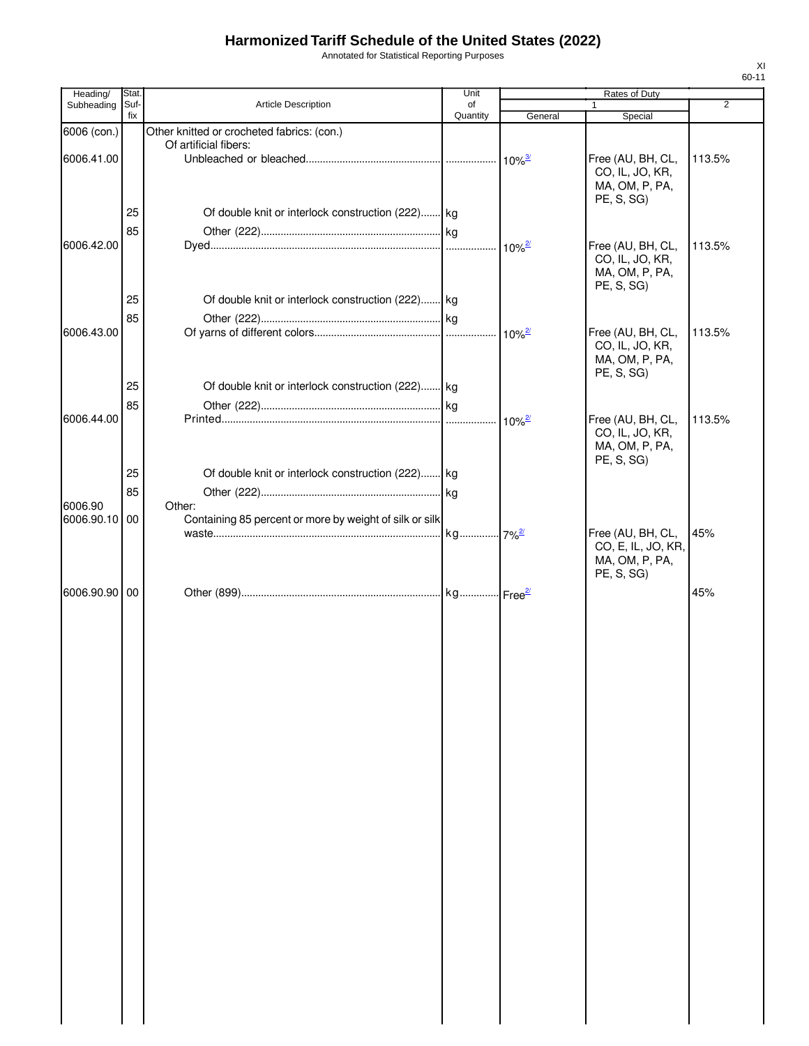# Harmonized Tariff Schedule of the United States (2022)

Annotated for Statistical Reporting Purposes

XI
60-11

| Heading/ Subheading | Stat. Suf- fix | Article Description | Unit of Quantity | Rates of Duty 1 General | Special | 2 |
|---|---|---|---|---|---|---|
| 6006 (con.) | | Other knitted or crocheted fabrics: (con.) | | | | |
| | | Of artificial fibers: | | | | |
| 6006.41.00 | | Unbleached or bleached | | 10%[3/] | Free (AU, BH, CL, CO, IL, JO, KR, MA, OM, P, PA, PE, S, SG) | 113.5% |
| | 25 | Of double knit or interlock construction (222) | kg | | | |
| | 85 | Other (222) | kg | | | |
| 6006.42.00 | | Dyed | | 10%[2/] | Free (AU, BH, CL, CO, IL, JO, KR, MA, OM, P, PA, PE, S, SG) | 113.5% |
| | 25 | Of double knit or interlock construction (222) | kg | | | |
| | 85 | Other (222) | kg | | | |
| 6006.43.00 | | Of yarns of different colors | | 10%[2/] | Free (AU, BH, CL, CO, IL, JO, KR, MA, OM, P, PA, PE, S, SG) | 113.5% |
| | 25 | Of double knit or interlock construction (222) | kg | | | |
| | 85 | Other (222) | kg | | | |
| 6006.44.00 | | Printed | | 10%[2/] | Free (AU, BH, CL, CO, IL, JO, KR, MA, OM, P, PA, PE, S, SG) | 113.5% |
| | 25 | Of double knit or interlock construction (222) | kg | | | |
| | 85 | Other (222) | kg | | | |
| 6006.90 | | Other: | | | | |
| 6006.90.10 | 00 | Containing 85 percent or more by weight of silk or silk waste | kg | 7%[2/] | Free (AU, BH, CL, CO, E, IL, JO, KR, MA, OM, P, PA, PE, S, SG) | 45% |
| 6006.90.90 | 00 | Other (899) | kg | Free[2/] | | 45% |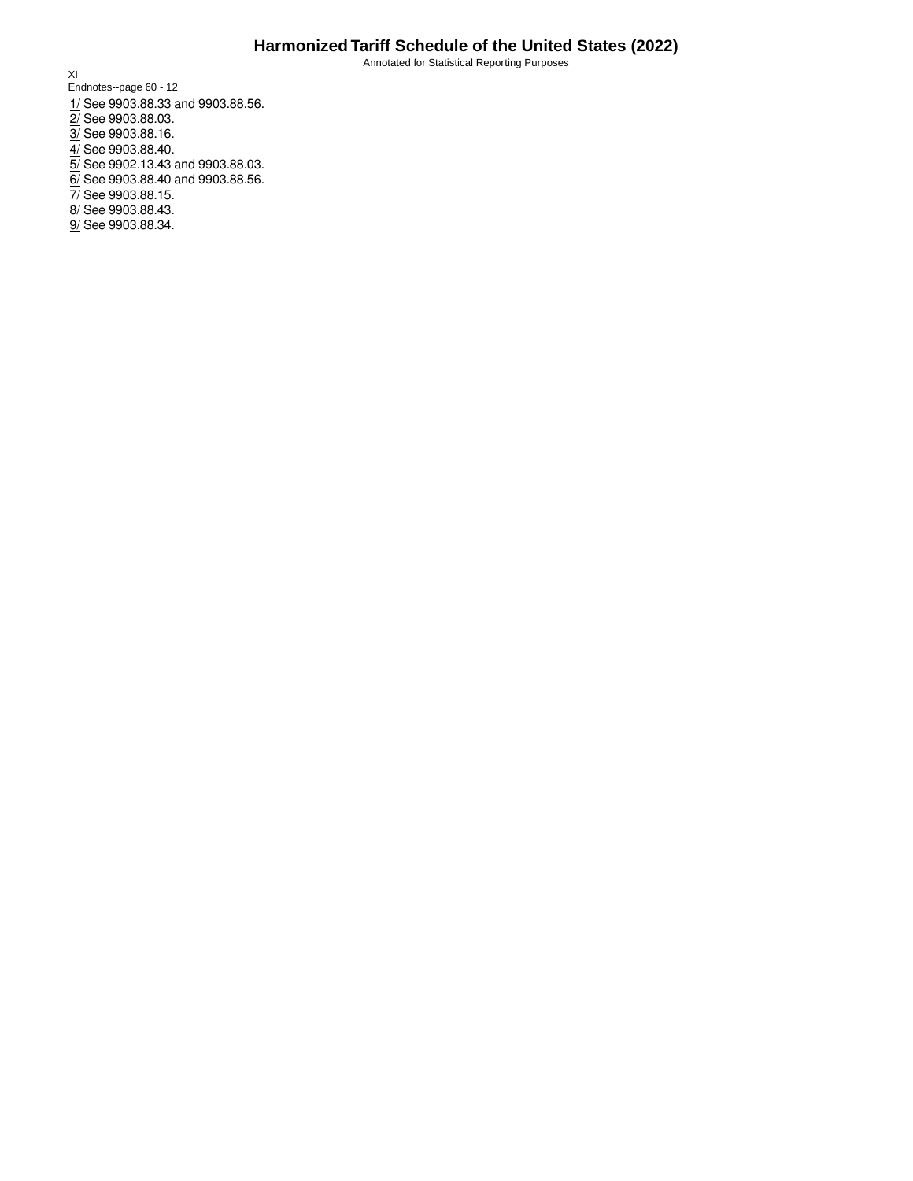1/ See 9903.88.33 and 9903.88.56.
2/ See 9903.88.03.
3/ See 9903.88.16.
4/ See 9903.88.40.
5/ See 9902.13.43 and 9903.88.03.
6/ See 9903.88.40 and 9903.88.56.
7/ See 9903.88.15.
8/ See 9903.88.43.
9/ See 9903.88.34.